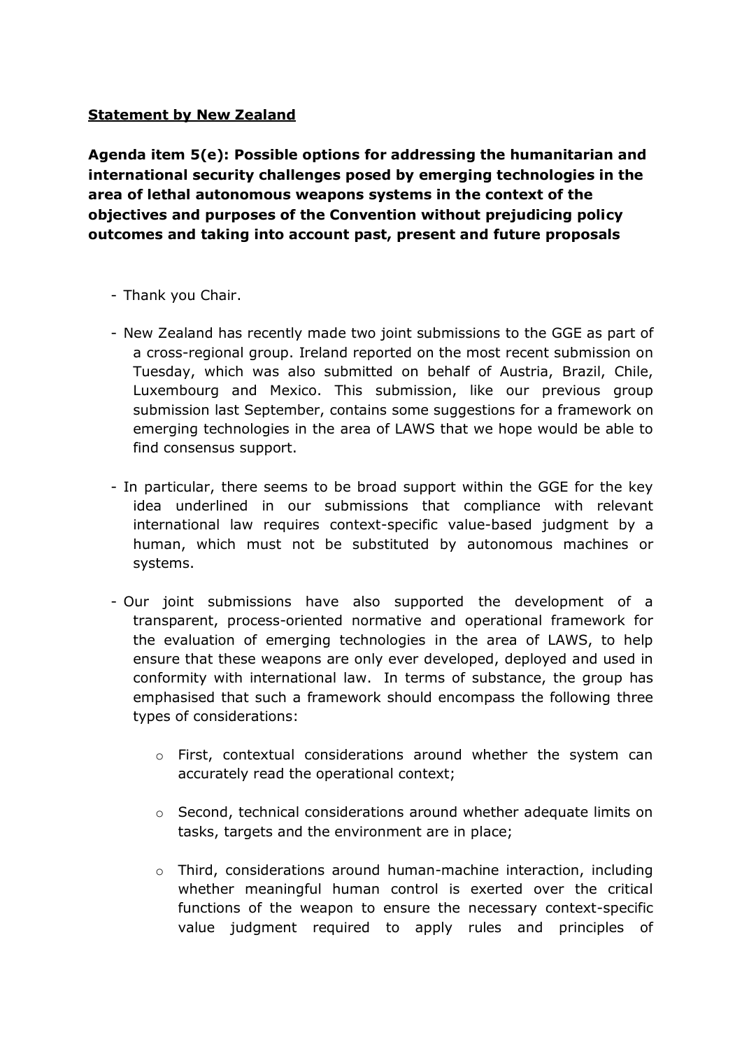**Statement by New Zealand**

**Agenda item 5(e): Possible options for addressing the humanitarian and international security challenges posed by emerging technologies in the area of lethal autonomous weapons systems in the context of the objectives and purposes of the Convention without prejudicing policy outcomes and taking into account past, present and future proposals**

- Thank you Chair.
- New Zealand has recently made two joint submissions to the GGE as part of a cross-regional group. Ireland reported on the most recent submission on Tuesday, which was also submitted on behalf of Austria, Brazil, Chile, Luxembourg and Mexico. This submission, like our previous group submission last September, contains some suggestions for a framework on emerging technologies in the area of LAWS that we hope would be able to find consensus support.
- In particular, there seems to be broad support within the GGE for the key idea underlined in our submissions that compliance with relevant international law requires context-specific value-based judgment by a human, which must not be substituted by autonomous machines or systems.
- Our joint submissions have also supported the development of a transparent, process-oriented normative and operational framework for the evaluation of emerging technologies in the area of LAWS, to help ensure that these weapons are only ever developed, deployed and used in conformity with international law. In terms of substance, the group has emphasised that such a framework should encompass the following three types of considerations:
    - First, contextual considerations around whether the system can accurately read the operational context;
    - Second, technical considerations around whether adequate limits on tasks, targets and the environment are in place;
    - Third, considerations around human-machine interaction, including whether meaningful human control is exerted over the critical functions of the weapon to ensure the necessary context-specific value judgment required to apply rules and principles of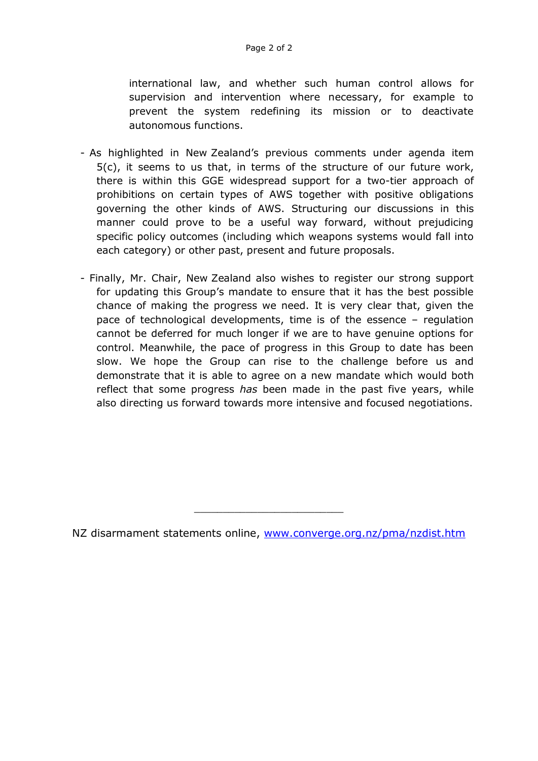international law, and whether such human control allows for supervision and intervention where necessary, for example to prevent the system redefining its mission or to deactivate autonomous functions.

- As highlighted in New Zealand's previous comments under agenda item 5(c), it seems to us that, in terms of the structure of our future work, there is within this GGE widespread support for a two-tier approach of prohibitions on certain types of AWS together with positive obligations governing the other kinds of AWS. Structuring our discussions in this manner could prove to be a useful way forward, without prejudicing specific policy outcomes (including which weapons systems would fall into each category) or other past, present and future proposals.

- Finally, Mr. Chair, New Zealand also wishes to register our strong support for updating this Group's mandate to ensure that it has the best possible chance of making the progress we need. It is very clear that, given the pace of technological developments, time is of the essence – regulation cannot be deferred for much longer if we are to have genuine options for control. Meanwhile, the pace of progress in this Group to date has been slow. We hope the Group can rise to the challenge before us and demonstrate that it is able to agree on a new mandate which would both reflect that some progress *has* been made in the past five years, while also directing us forward towards more intensive and focused negotiations.

---

NZ disarmament statements online, [www.converge.org.nz/pma/nzdist.htm](http://www.converge.org.nz/pma/nzdist.htm)